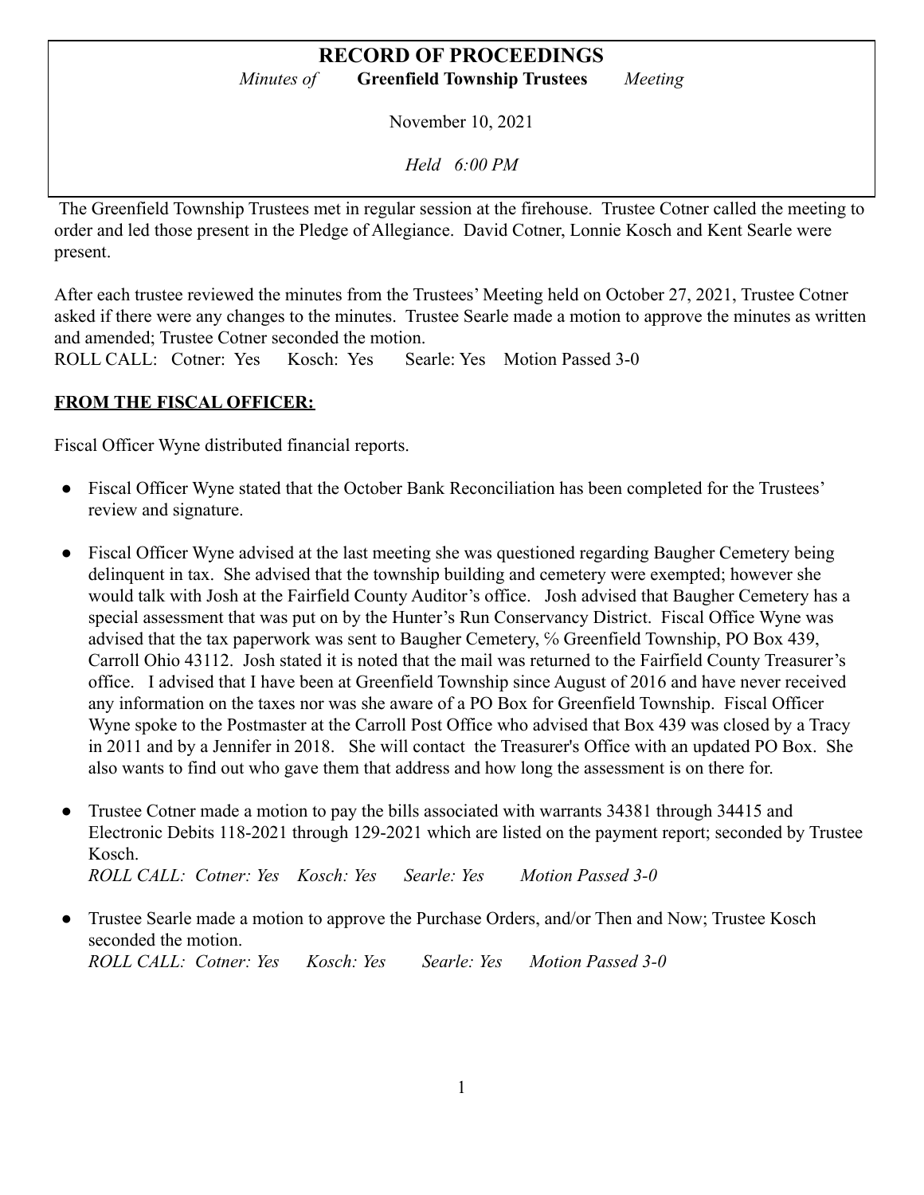# RECORD OF PROCEEDINGS

*Minutes of* **Greenfield Township Trustees** *Meeting*

November 10, 2021

*Held 6:00 PM*

The Greenfield Township Trustees met in regular session at the firehouse. Trustee Cotner called the meeting to order and led those present in the Pledge of Allegiance. David Cotner, Lonnie Kosch and Kent Searle were present.

After each trustee reviewed the minutes from the Trustees' Meeting held on October 27, 2021, Trustee Cotner asked if there were any changes to the minutes. Trustee Searle made a motion to approve the minutes as written and amended; Trustee Cotner seconded the motion.
ROLL CALL: Cotner: Yes Kosch: Yes Searle: Yes Motion Passed 3-0

## FROM THE FISCAL OFFICER:

Fiscal Officer Wyne distributed financial reports.

- Fiscal Officer Wyne stated that the October Bank Reconciliation has been completed for the Trustees' review and signature.

- Fiscal Officer Wyne advised at the last meeting she was questioned regarding Baugher Cemetery being delinquent in tax. She advised that the township building and cemetery were exempted; however she would talk with Josh at the Fairfield County Auditor's office. Josh advised that Baugher Cemetery has a special assessment that was put on by the Hunter's Run Conservancy District. Fiscal Office Wyne was advised that the tax paperwork was sent to Baugher Cemetery, % Greenfield Township, PO Box 439, Carroll Ohio 43112. Josh stated it is noted that the mail was returned to the Fairfield County Treasurer's office. I advised that I have been at Greenfield Township since August of 2016 and have never received any information on the taxes nor was she aware of a PO Box for Greenfield Township. Fiscal Officer Wyne spoke to the Postmaster at the Carroll Post Office who advised that Box 439 was closed by a Tracy in 2011 and by a Jennifer in 2018. She will contact the Treasurer's Office with an updated PO Box. She also wants to find out who gave them that address and how long the assessment is on there for.

- Trustee Cotner made a motion to pay the bills associated with warrants 34381 through 34415 and Electronic Debits 118-2021 through 129-2021 which are listed on the payment report; seconded by Trustee Kosch.
  *ROLL CALL: Cotner: Yes Kosch: Yes Searle: Yes Motion Passed 3-0*

- Trustee Searle made a motion to approve the Purchase Orders, and/or Then and Now; Trustee Kosch seconded the motion.
  *ROLL CALL: Cotner: Yes Kosch: Yes Searle: Yes Motion Passed 3-0*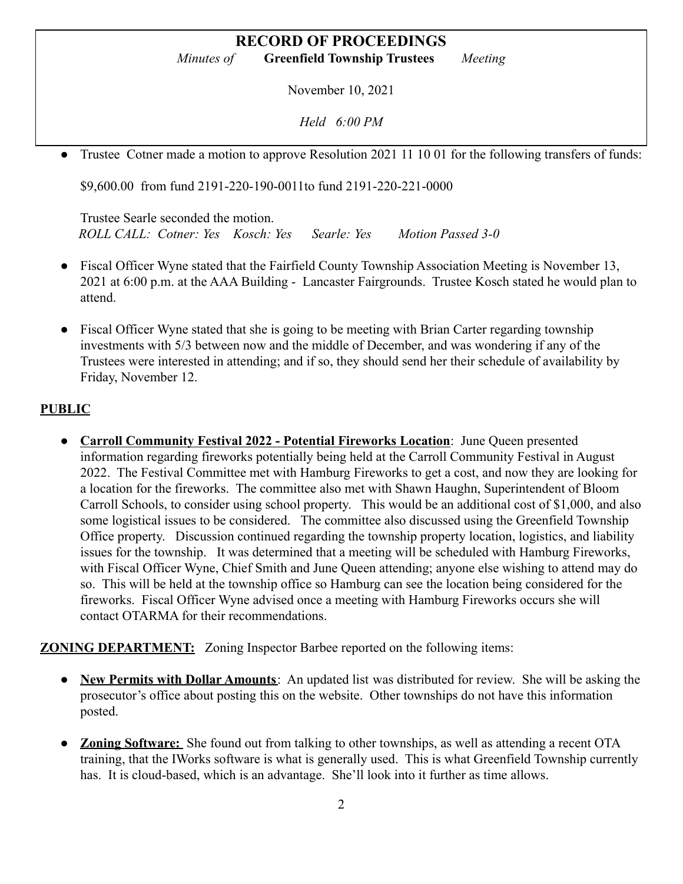- Trustee Cotner made a motion to approve Resolution 2021 11 10 01 for the following transfers of funds:

  $9,600.00 from fund 2191-220-190-0011to fund 2191-220-221-0000

  Trustee Searle seconded the motion.
  *ROLL CALL: Cotner: Yes Kosch: Yes Searle: Yes Motion Passed 3-0*

- Fiscal Officer Wyne stated that the Fairfield County Township Association Meeting is November 13, 2021 at 6:00 p.m. at the AAA Building - Lancaster Fairgrounds. Trustee Kosch stated he would plan to attend.

- Fiscal Officer Wyne stated that she is going to be meeting with Brian Carter regarding township investments with 5/3 between now and the middle of December, and was wondering if any of the Trustees were interested in attending; and if so, they should send her their schedule of availability by Friday, November 12.

## PUBLIC

- **Carroll Community Festival 2022 - Potential Fireworks Location**: June Queen presented information regarding fireworks potentially being held at the Carroll Community Festival in August 2022. The Festival Committee met with Hamburg Fireworks to get a cost, and now they are looking for a location for the fireworks. The committee also met with Shawn Haughn, Superintendent of Bloom Carroll Schools, to consider using school property. This would be an additional cost of $1,000, and also some logistical issues to be considered. The committee also discussed using the Greenfield Township Office property. Discussion continued regarding the township property location, logistics, and liability issues for the township. It was determined that a meeting will be scheduled with Hamburg Fireworks, with Fiscal Officer Wyne, Chief Smith and June Queen attending; anyone else wishing to attend may do so. This will be held at the township office so Hamburg can see the location being considered for the fireworks. Fiscal Officer Wyne advised once a meeting with Hamburg Fireworks occurs she will contact OTARMA for their recommendations.

**ZONING DEPARTMENT:** Zoning Inspector Barbee reported on the following items:

- **New Permits with Dollar Amounts**: An updated list was distributed for review. She will be asking the prosecutor's office about posting this on the website. Other townships do not have this information posted.

- **Zoning Software:** She found out from talking to other townships, as well as attending a recent OTA training, that the IWorks software is what is generally used. This is what Greenfield Township currently has. It is cloud-based, which is an advantage. She'll look into it further as time allows.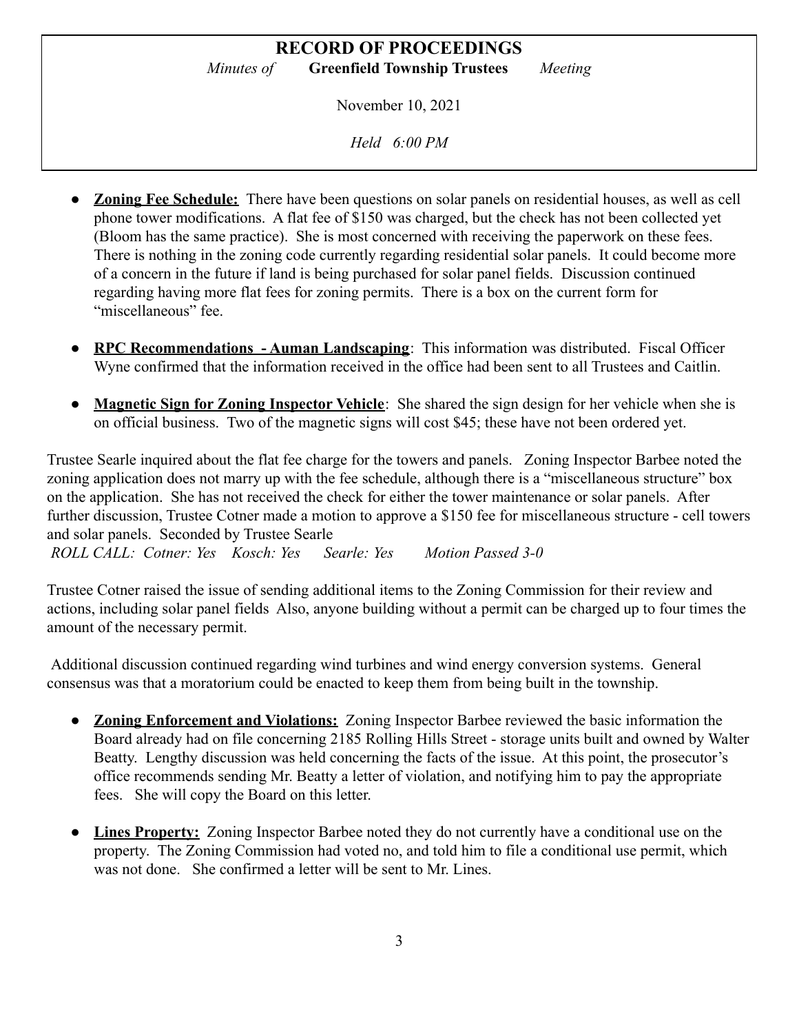- **Zoning Fee Schedule:** There have been questions on solar panels on residential houses, as well as cell phone tower modifications. A flat fee of $150 was charged, but the check has not been collected yet (Bloom has the same practice). She is most concerned with receiving the paperwork on these fees. There is nothing in the zoning code currently regarding residential solar panels. It could become more of a concern in the future if land is being purchased for solar panel fields. Discussion continued regarding having more flat fees for zoning permits. There is a box on the current form for "miscellaneous" fee.

- **RPC Recommendations - Auman Landscaping**: This information was distributed. Fiscal Officer Wyne confirmed that the information received in the office had been sent to all Trustees and Caitlin.

- **Magnetic Sign for Zoning Inspector Vehicle**: She shared the sign design for her vehicle when she is on official business. Two of the magnetic signs will cost $45; these have not been ordered yet.

Trustee Searle inquired about the flat fee charge for the towers and panels. Zoning Inspector Barbee noted the zoning application does not marry up with the fee schedule, although there is a "miscellaneous structure" box on the application. She has not received the check for either the tower maintenance or solar panels. After further discussion, Trustee Cotner made a motion to approve a $150 fee for miscellaneous structure - cell towers and solar panels. Seconded by Trustee Searle
*ROLL CALL: Cotner: Yes Kosch: Yes Searle: Yes Motion Passed 3-0*

Trustee Cotner raised the issue of sending additional items to the Zoning Commission for their review and actions, including solar panel fields Also, anyone building without a permit can be charged up to four times the amount of the necessary permit.

Additional discussion continued regarding wind turbines and wind energy conversion systems. General consensus was that a moratorium could be enacted to keep them from being built in the township.

- **Zoning Enforcement and Violations:** Zoning Inspector Barbee reviewed the basic information the Board already had on file concerning 2185 Rolling Hills Street - storage units built and owned by Walter Beatty. Lengthy discussion was held concerning the facts of the issue. At this point, the prosecutor's office recommends sending Mr. Beatty a letter of violation, and notifying him to pay the appropriate fees. She will copy the Board on this letter.

- **Lines Property:** Zoning Inspector Barbee noted they do not currently have a conditional use on the property. The Zoning Commission had voted no, and told him to file a conditional use permit, which was not done. She confirmed a letter will be sent to Mr. Lines.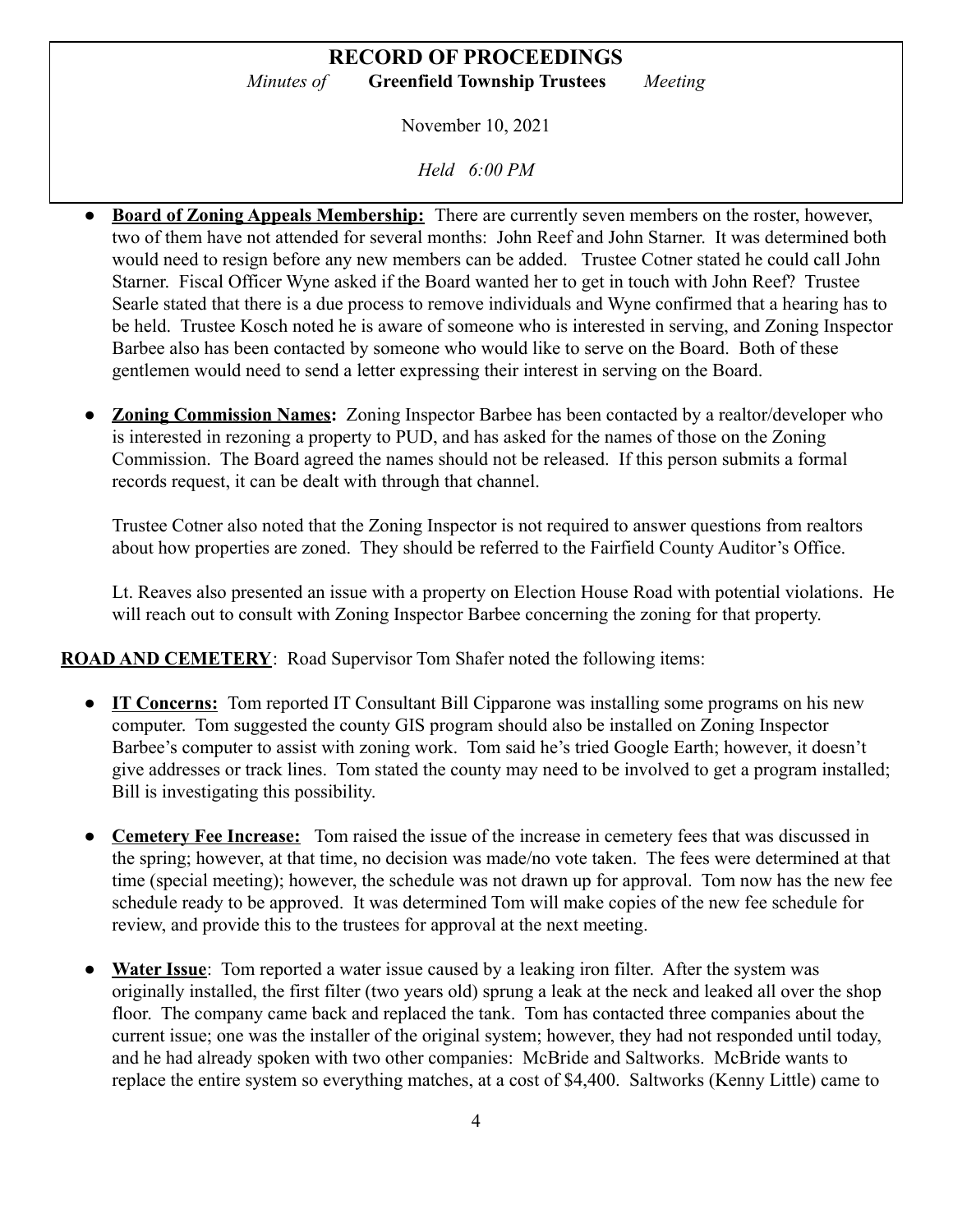- **Board of Zoning Appeals Membership:** There are currently seven members on the roster, however, two of them have not attended for several months: John Reef and John Starner. It was determined both would need to resign before any new members can be added. Trustee Cotner stated he could call John Starner. Fiscal Officer Wyne asked if the Board wanted her to get in touch with John Reef? Trustee Searle stated that there is a due process to remove individuals and Wyne confirmed that a hearing has to be held. Trustee Kosch noted he is aware of someone who is interested in serving, and Zoning Inspector Barbee also has been contacted by someone who would like to serve on the Board. Both of these gentlemen would need to send a letter expressing their interest in serving on the Board.

- **Zoning Commission Names:** Zoning Inspector Barbee has been contacted by a realtor/developer who is interested in rezoning a property to PUD, and has asked for the names of those on the Zoning Commission. The Board agreed the names should not be released. If this person submits a formal records request, it can be dealt with through that channel.

  Trustee Cotner also noted that the Zoning Inspector is not required to answer questions from realtors about how properties are zoned. They should be referred to the Fairfield County Auditor's Office.

  Lt. Reaves also presented an issue with a property on Election House Road with potential violations. He will reach out to consult with Zoning Inspector Barbee concerning the zoning for that property.

**ROAD AND CEMETERY**: Road Supervisor Tom Shafer noted the following items:

- **IT Concerns:** Tom reported IT Consultant Bill Cipparone was installing some programs on his new computer. Tom suggested the county GIS program should also be installed on Zoning Inspector Barbee's computer to assist with zoning work. Tom said he's tried Google Earth; however, it doesn't give addresses or track lines. Tom stated the county may need to be involved to get a program installed; Bill is investigating this possibility.

- **Cemetery Fee Increase:** Tom raised the issue of the increase in cemetery fees that was discussed in the spring; however, at that time, no decision was made/no vote taken. The fees were determined at that time (special meeting); however, the schedule was not drawn up for approval. Tom now has the new fee schedule ready to be approved. It was determined Tom will make copies of the new fee schedule for review, and provide this to the trustees for approval at the next meeting.

- **Water Issue**: Tom reported a water issue caused by a leaking iron filter. After the system was originally installed, the first filter (two years old) sprung a leak at the neck and leaked all over the shop floor. The company came back and replaced the tank. Tom has contacted three companies about the current issue; one was the installer of the original system; however, they had not responded until today, and he had already spoken with two other companies: McBride and Saltworks. McBride wants to replace the entire system so everything matches, at a cost of $4,400. Saltworks (Kenny Little) came to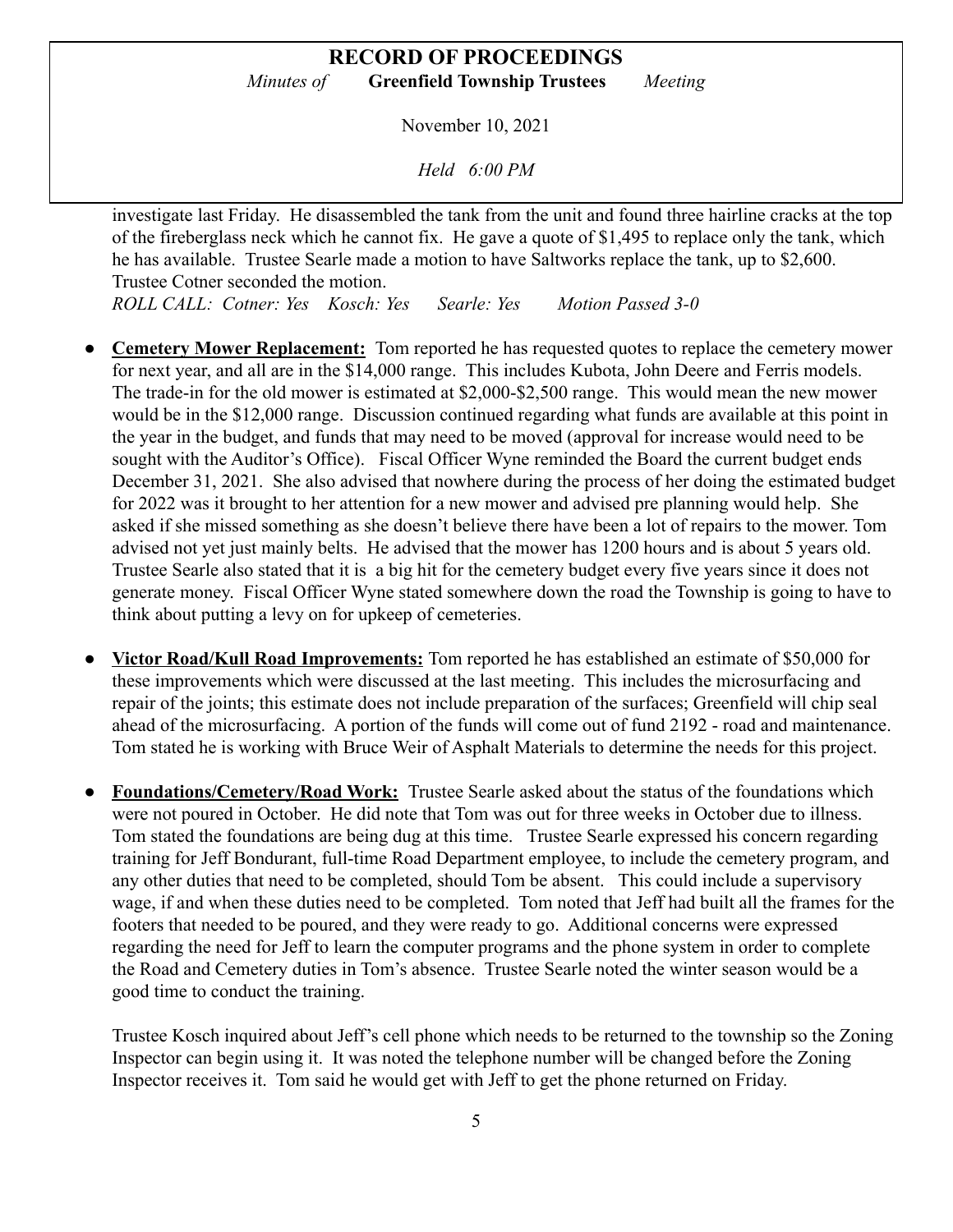investigate last Friday. He disassembled the tank from the unit and found three hairline cracks at the top of the fireberglass neck which he cannot fix. He gave a quote of $1,495 to replace only the tank, which he has available. Trustee Searle made a motion to have Saltworks replace the tank, up to $2,600. Trustee Cotner seconded the motion.

*ROLL CALL: Cotner: Yes Kosch: Yes Searle: Yes Motion Passed 3-0*

- **Cemetery Mower Replacement:** Tom reported he has requested quotes to replace the cemetery mower for next year, and all are in the $14,000 range. This includes Kubota, John Deere and Ferris models. The trade-in for the old mower is estimated at $2,000-$2,500 range. This would mean the new mower would be in the $12,000 range. Discussion continued regarding what funds are available at this point in the year in the budget, and funds that may need to be moved (approval for increase would need to be sought with the Auditor's Office). Fiscal Officer Wyne reminded the Board the current budget ends December 31, 2021. She also advised that nowhere during the process of her doing the estimated budget for 2022 was it brought to her attention for a new mower and advised pre planning would help. She asked if she missed something as she doesn't believe there have been a lot of repairs to the mower. Tom advised not yet just mainly belts. He advised that the mower has 1200 hours and is about 5 years old. Trustee Searle also stated that it is a big hit for the cemetery budget every five years since it does not generate money. Fiscal Officer Wyne stated somewhere down the road the Township is going to have to think about putting a levy on for upkeep of cemeteries.

- **Victor Road/Kull Road Improvements:** Tom reported he has established an estimate of $50,000 for these improvements which were discussed at the last meeting. This includes the microsurfacing and repair of the joints; this estimate does not include preparation of the surfaces; Greenfield will chip seal ahead of the microsurfacing. A portion of the funds will come out of fund 2192 - road and maintenance. Tom stated he is working with Bruce Weir of Asphalt Materials to determine the needs for this project.

- **Foundations/Cemetery/Road Work:** Trustee Searle asked about the status of the foundations which were not poured in October. He did note that Tom was out for three weeks in October due to illness. Tom stated the foundations are being dug at this time. Trustee Searle expressed his concern regarding training for Jeff Bondurant, full-time Road Department employee, to include the cemetery program, and any other duties that need to be completed, should Tom be absent. This could include a supervisory wage, if and when these duties need to be completed. Tom noted that Jeff had built all the frames for the footers that needed to be poured, and they were ready to go. Additional concerns were expressed regarding the need for Jeff to learn the computer programs and the phone system in order to complete the Road and Cemetery duties in Tom's absence. Trustee Searle noted the winter season would be a good time to conduct the training.

  Trustee Kosch inquired about Jeff's cell phone which needs to be returned to the township so the Zoning Inspector can begin using it. It was noted the telephone number will be changed before the Zoning Inspector receives it. Tom said he would get with Jeff to get the phone returned on Friday.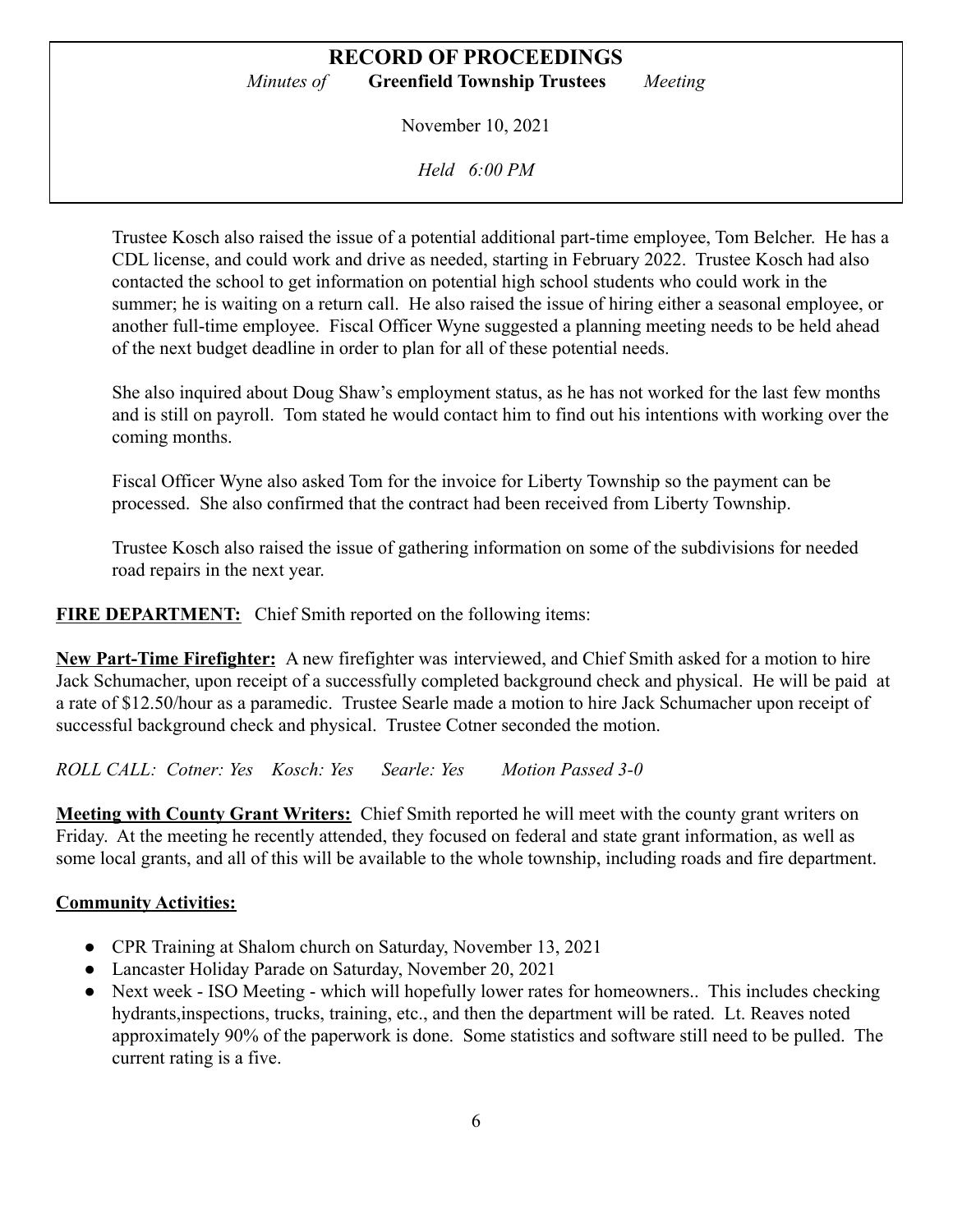Trustee Kosch also raised the issue of a potential additional part-time employee, Tom Belcher. He has a CDL license, and could work and drive as needed, starting in February 2022. Trustee Kosch had also contacted the school to get information on potential high school students who could work in the summer; he is waiting on a return call. He also raised the issue of hiring either a seasonal employee, or another full-time employee. Fiscal Officer Wyne suggested a planning meeting needs to be held ahead of the next budget deadline in order to plan for all of these potential needs.

She also inquired about Doug Shaw's employment status, as he has not worked for the last few months and is still on payroll. Tom stated he would contact him to find out his intentions with working over the coming months.

Fiscal Officer Wyne also asked Tom for the invoice for Liberty Township so the payment can be processed. She also confirmed that the contract had been received from Liberty Township.

Trustee Kosch also raised the issue of gathering information on some of the subdivisions for needed road repairs in the next year.

**FIRE DEPARTMENT:** Chief Smith reported on the following items:

**New Part-Time Firefighter:** A new firefighter was interviewed, and Chief Smith asked for a motion to hire Jack Schumacher, upon receipt of a successfully completed background check and physical. He will be paid at a rate of $12.50/hour as a paramedic. Trustee Searle made a motion to hire Jack Schumacher upon receipt of successful background check and physical. Trustee Cotner seconded the motion.

*ROLL CALL: Cotner: Yes Kosch: Yes Searle: Yes Motion Passed 3-0*

**Meeting with County Grant Writers:** Chief Smith reported he will meet with the county grant writers on Friday. At the meeting he recently attended, they focused on federal and state grant information, as well as some local grants, and all of this will be available to the whole township, including roads and fire department.

**Community Activities:**

- CPR Training at Shalom church on Saturday, November 13, 2021
- Lancaster Holiday Parade on Saturday, November 20, 2021
- Next week - ISO Meeting - which will hopefully lower rates for homeowners.. This includes checking hydrants,inspections, trucks, training, etc., and then the department will be rated. Lt. Reaves noted approximately 90% of the paperwork is done. Some statistics and software still need to be pulled. The current rating is a five.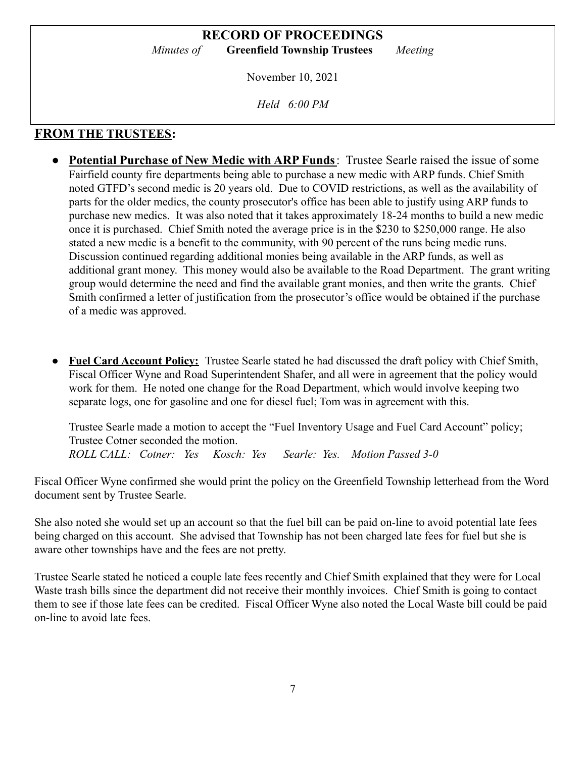**RECORD OF PROCEEDINGS**

*Minutes of* **Greenfield Township Trustees** *Meeting*

November 10, 2021

*Held 6:00 PM*

## FROM THE TRUSTEES:

- **Potential Purchase of New Medic with ARP Funds**: Trustee Searle raised the issue of some Fairfield county fire departments being able to purchase a new medic with ARP funds. Chief Smith noted GTFD's second medic is 20 years old. Due to COVID restrictions, as well as the availability of parts for the older medics, the county prosecutor's office has been able to justify using ARP funds to purchase new medics. It was also noted that it takes approximately 18-24 months to build a new medic once it is purchased. Chief Smith noted the average price is in the $230 to $250,000 range. He also stated a new medic is a benefit to the community, with 90 percent of the runs being medic runs. Discussion continued regarding additional monies being available in the ARP funds, as well as additional grant money. This money would also be available to the Road Department. The grant writing group would determine the need and find the available grant monies, and then write the grants. Chief Smith confirmed a letter of justification from the prosecutor's office would be obtained if the purchase of a medic was approved.

- **Fuel Card Account Policy:** Trustee Searle stated he had discussed the draft policy with Chief Smith, Fiscal Officer Wyne and Road Superintendent Shafer, and all were in agreement that the policy would work for them. He noted one change for the Road Department, which would involve keeping two separate logs, one for gasoline and one for diesel fuel; Tom was in agreement with this.

  Trustee Searle made a motion to accept the "Fuel Inventory Usage and Fuel Card Account" policy; Trustee Cotner seconded the motion.
  *ROLL CALL: Cotner: Yes Kosch: Yes Searle: Yes. Motion Passed 3-0*

Fiscal Officer Wyne confirmed she would print the policy on the Greenfield Township letterhead from the Word document sent by Trustee Searle.

She also noted she would set up an account so that the fuel bill can be paid on-line to avoid potential late fees being charged on this account. She advised that Township has not been charged late fees for fuel but she is aware other townships have and the fees are not pretty.

Trustee Searle stated he noticed a couple late fees recently and Chief Smith explained that they were for Local Waste trash bills since the department did not receive their monthly invoices. Chief Smith is going to contact them to see if those late fees can be credited. Fiscal Officer Wyne also noted the Local Waste bill could be paid on-line to avoid late fees.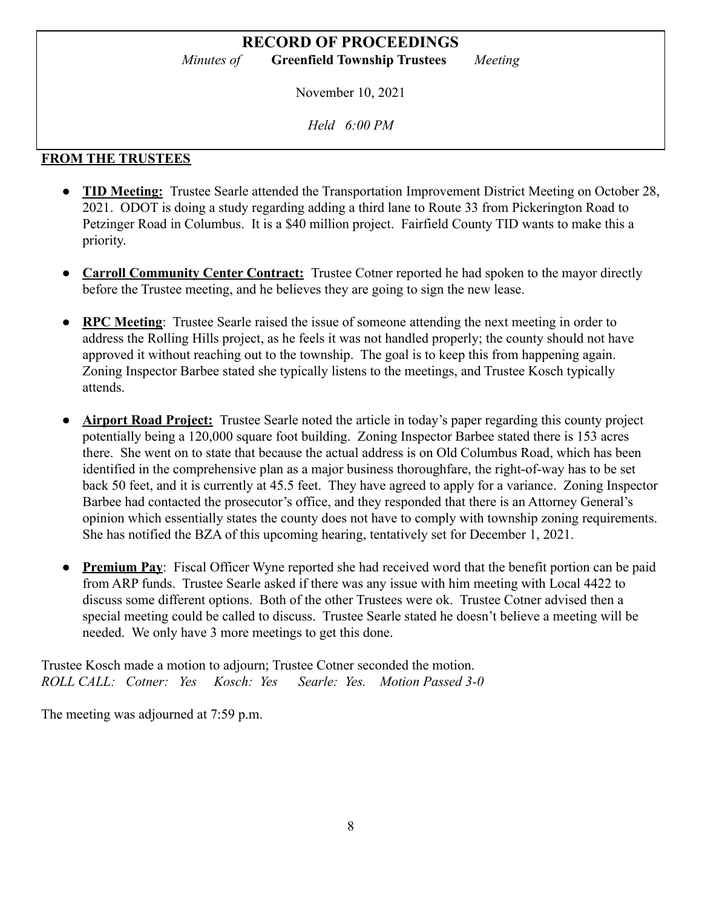# RECORD OF PROCEEDINGS

*Minutes of* **Greenfield Township Trustees** *Meeting*

November 10, 2021

*Held 6:00 PM*

## FROM THE TRUSTEES

- **TID Meeting:** Trustee Searle attended the Transportation Improvement District Meeting on October 28, 2021. ODOT is doing a study regarding adding a third lane to Route 33 from Pickerington Road to Petzinger Road in Columbus. It is a $40 million project. Fairfield County TID wants to make this a priority.

- **Carroll Community Center Contract:** Trustee Cotner reported he had spoken to the mayor directly before the Trustee meeting, and he believes they are going to sign the new lease.

- **RPC Meeting**: Trustee Searle raised the issue of someone attending the next meeting in order to address the Rolling Hills project, as he feels it was not handled properly; the county should not have approved it without reaching out to the township. The goal is to keep this from happening again. Zoning Inspector Barbee stated she typically listens to the meetings, and Trustee Kosch typically attends.

- **Airport Road Project:** Trustee Searle noted the article in today's paper regarding this county project potentially being a 120,000 square foot building. Zoning Inspector Barbee stated there is 153 acres there. She went on to state that because the actual address is on Old Columbus Road, which has been identified in the comprehensive plan as a major business thoroughfare, the right-of-way has to be set back 50 feet, and it is currently at 45.5 feet. They have agreed to apply for a variance. Zoning Inspector Barbee had contacted the prosecutor's office, and they responded that there is an Attorney General's opinion which essentially states the county does not have to comply with township zoning requirements. She has notified the BZA of this upcoming hearing, tentatively set for December 1, 2021.

- **Premium Pay**: Fiscal Officer Wyne reported she had received word that the benefit portion can be paid from ARP funds. Trustee Searle asked if there was any issue with him meeting with Local 4422 to discuss some different options. Both of the other Trustees were ok. Trustee Cotner advised then a special meeting could be called to discuss. Trustee Searle stated he doesn't believe a meeting will be needed. We only have 3 more meetings to get this done.

Trustee Kosch made a motion to adjourn; Trustee Cotner seconded the motion.
*ROLL CALL: Cotner: Yes Kosch: Yes Searle: Yes. Motion Passed 3-0*

The meeting was adjourned at 7:59 p.m.